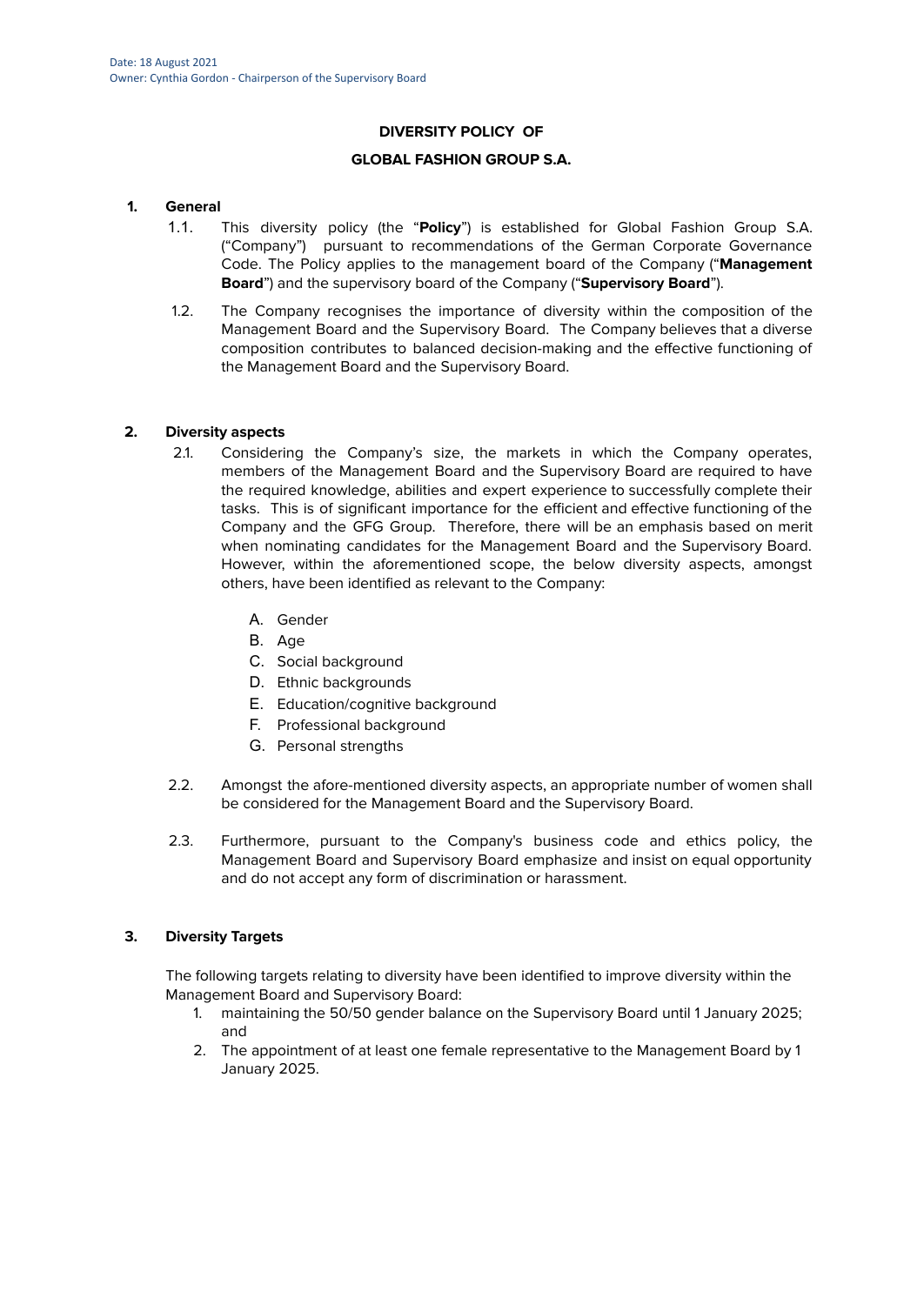Date: 18 August 2021
Owner: Cynthia Gordon - Chairperson of the Supervisory Board

# DIVERSITY POLICY OF

# GLOBAL FASHION GROUP S.A.

## 1. General

1.1. This diversity policy (the "**Policy**") is established for Global Fashion Group S.A. ("Company") pursuant to recommendations of the German Corporate Governance Code. The Policy applies to the management board of the Company ("**Management Board**") and the supervisory board of the Company ("**Supervisory Board**").

1.2. The Company recognises the importance of diversity within the composition of the Management Board and the Supervisory Board. The Company believes that a diverse composition contributes to balanced decision-making and the effective functioning of the Management Board and the Supervisory Board.

## 2. Diversity aspects

2.1. Considering the Company's size, the markets in which the Company operates, members of the Management Board and the Supervisory Board are required to have the required knowledge, abilities and expert experience to successfully complete their tasks. This is of significant importance for the efficient and effective functioning of the Company and the GFG Group. Therefore, there will be an emphasis based on merit when nominating candidates for the Management Board and the Supervisory Board. However, within the aforementioned scope, the below diversity aspects, amongst others, have been identified as relevant to the Company:

A. Gender
B. Age
C. Social background
D. Ethnic backgrounds
E. Education/cognitive background
F. Professional background
G. Personal strengths

2.2. Amongst the afore-mentioned diversity aspects, an appropriate number of women shall be considered for the Management Board and the Supervisory Board.

2.3. Furthermore, pursuant to the Company's business code and ethics policy, the Management Board and Supervisory Board emphasize and insist on equal opportunity and do not accept any form of discrimination or harassment.

## 3. Diversity Targets

The following targets relating to diversity have been identified to improve diversity within the Management Board and Supervisory Board:

1. maintaining the 50/50 gender balance on the Supervisory Board until 1 January 2025; and
2. The appointment of at least one female representative to the Management Board by 1 January 2025.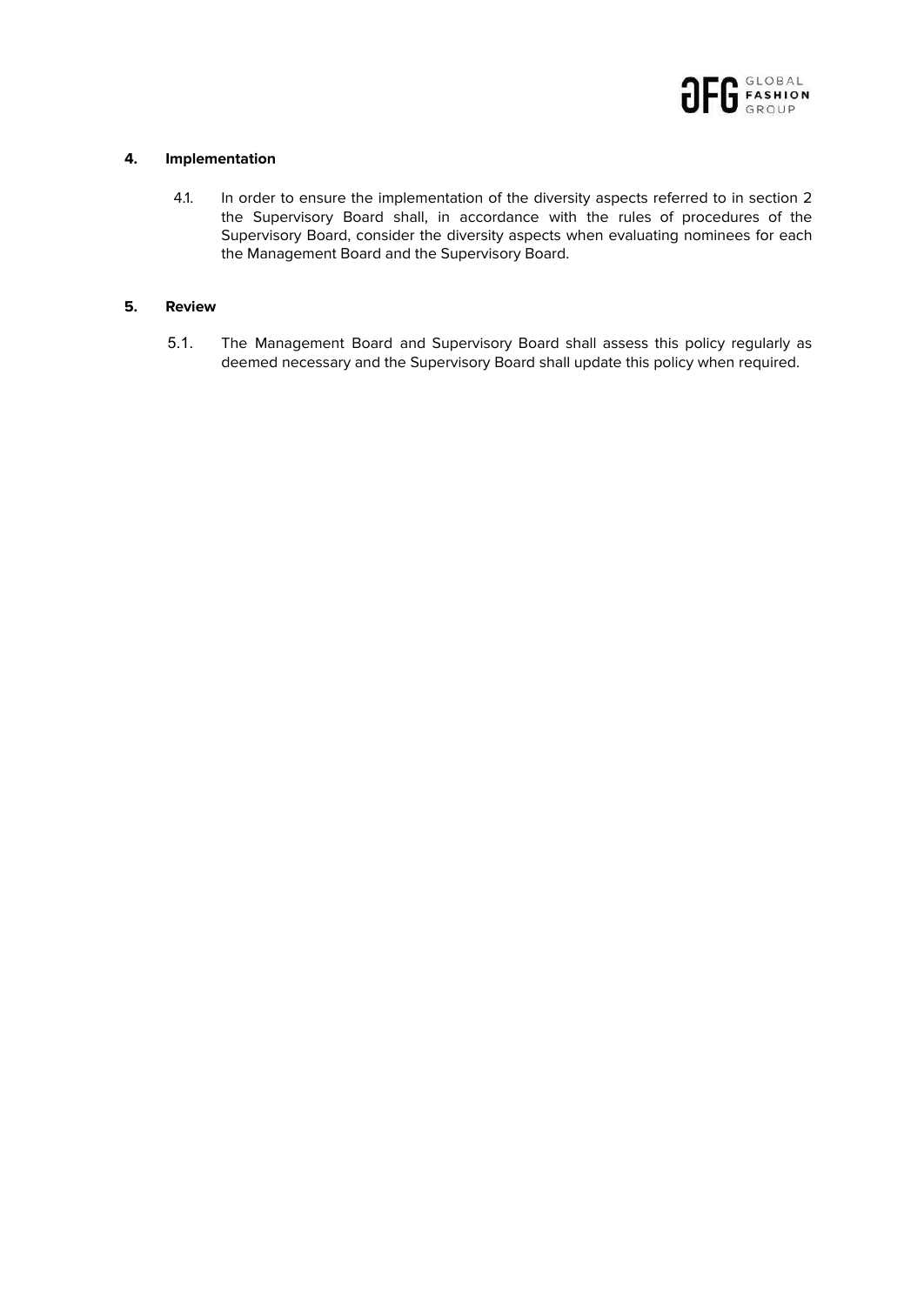## 4. Implementation

4.1. In order to ensure the implementation of the diversity aspects referred to in section 2 the Supervisory Board shall, in accordance with the rules of procedures of the Supervisory Board, consider the diversity aspects when evaluating nominees for each the Management Board and the Supervisory Board.

## 5. Review

5.1. The Management Board and Supervisory Board shall assess this policy regularly as deemed necessary and the Supervisory Board shall update this policy when required.